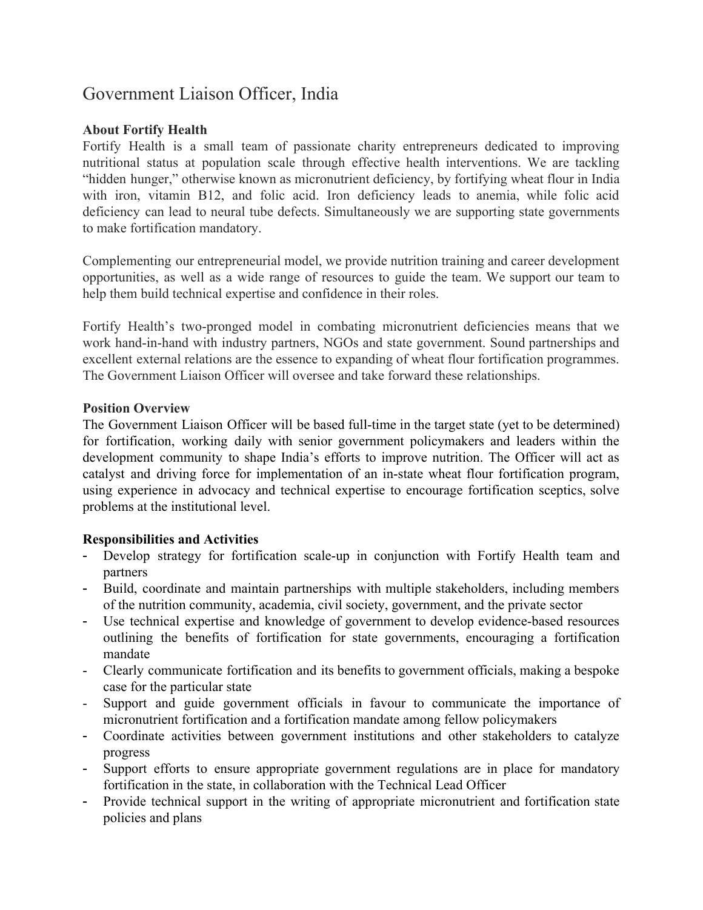# Government Liaison Officer, India

**About Fortify Health**

Fortify Health is a small team of passionate charity entrepreneurs dedicated to improving nutritional status at population scale through effective health interventions. We are tackling "hidden hunger," otherwise known as micronutrient deficiency, by fortifying wheat flour in India with iron, vitamin B12, and folic acid. Iron deficiency leads to anemia, while folic acid deficiency can lead to neural tube defects. Simultaneously we are supporting state governments to make fortification mandatory.

Complementing our entrepreneurial model, we provide nutrition training and career development opportunities, as well as a wide range of resources to guide the team. We support our team to help them build technical expertise and confidence in their roles.

Fortify Health's two-pronged model in combating micronutrient deficiencies means that we work hand-in-hand with industry partners, NGOs and state government. Sound partnerships and excellent external relations are the essence to expanding of wheat flour fortification programmes. The Government Liaison Officer will oversee and take forward these relationships.

**Position Overview**

The Government Liaison Officer will be based full-time in the target state (yet to be determined) for fortification, working daily with senior government policymakers and leaders within the development community to shape India's efforts to improve nutrition. The Officer will act as catalyst and driving force for implementation of an in-state wheat flour fortification program, using experience in advocacy and technical expertise to encourage fortification sceptics, solve problems at the institutional level.

**Responsibilities and Activities**

- Develop strategy for fortification scale-up in conjunction with Fortify Health team and partners
- Build, coordinate and maintain partnerships with multiple stakeholders, including members of the nutrition community, academia, civil society, government, and the private sector
- Use technical expertise and knowledge of government to develop evidence-based resources outlining the benefits of fortification for state governments, encouraging a fortification mandate
- Clearly communicate fortification and its benefits to government officials, making a bespoke case for the particular state
- Support and guide government officials in favour to communicate the importance of micronutrient fortification and a fortification mandate among fellow policymakers
- Coordinate activities between government institutions and other stakeholders to catalyze progress
- Support efforts to ensure appropriate government regulations are in place for mandatory fortification in the state, in collaboration with the Technical Lead Officer
- Provide technical support in the writing of appropriate micronutrient and fortification state policies and plans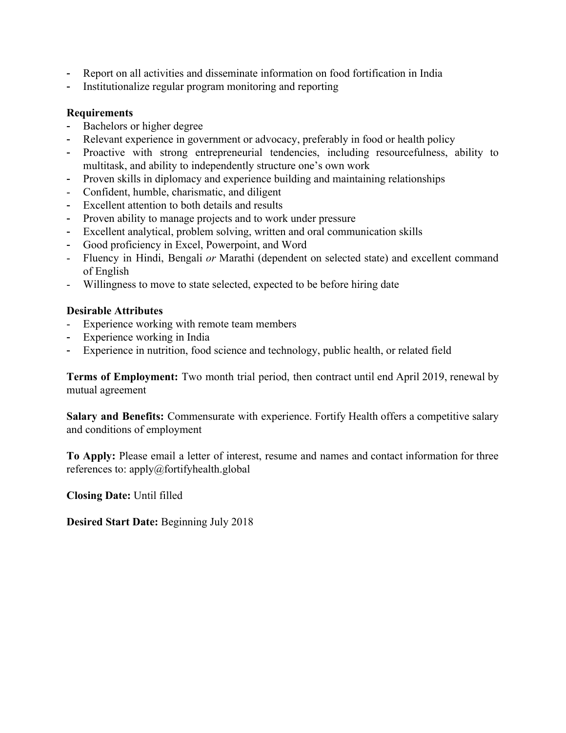- Report on all activities and disseminate information on food fortification in India
- Institutionalize regular program monitoring and reporting

**Requirements**

- Bachelors or higher degree
- Relevant experience in government or advocacy, preferably in food or health policy
- Proactive with strong entrepreneurial tendencies, including resourcefulness, ability to multitask, and ability to independently structure one's own work
- Proven skills in diplomacy and experience building and maintaining relationships
- Confident, humble, charismatic, and diligent
- Excellent attention to both details and results
- Proven ability to manage projects and to work under pressure
- Excellent analytical, problem solving, written and oral communication skills
- Good proficiency in Excel, Powerpoint, and Word
- Fluency in Hindi, Bengali *or* Marathi (dependent on selected state) and excellent command of English
- Willingness to move to state selected, expected to be before hiring date

**Desirable Attributes**

- Experience working with remote team members
- Experience working in India
- Experience in nutrition, food science and technology, public health, or related field

**Terms of Employment:** Two month trial period, then contract until end April 2019, renewal by mutual agreement

**Salary and Benefits:** Commensurate with experience. Fortify Health offers a competitive salary and conditions of employment

**To Apply:** Please email a letter of interest, resume and names and contact information for three references to: apply@fortifyhealth.global

**Closing Date:** Until filled

**Desired Start Date:** Beginning July 2018